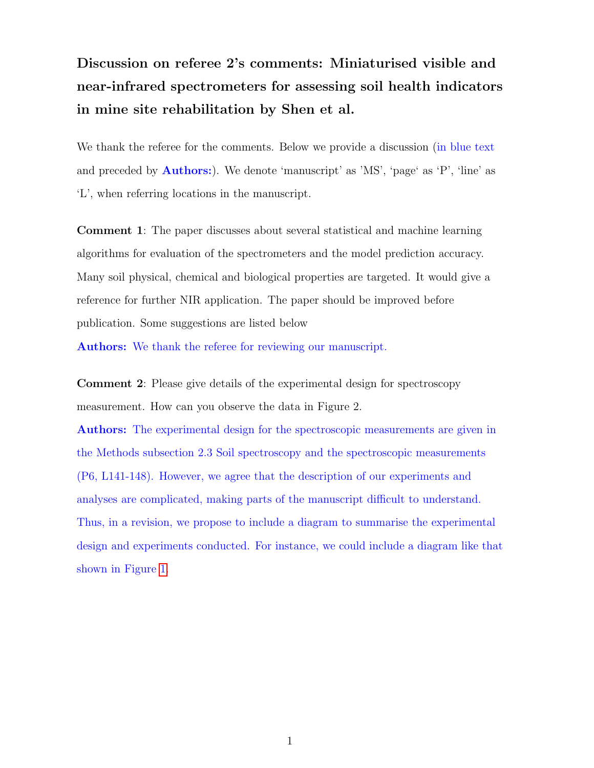# Discussion on referee 2's comments: Miniaturised visible and near-infrared spectrometers for assessing soil health indicators in mine site rehabilitation by Shen et al.

We thank the referee for the comments. Below we provide a discussion (in blue text and preceded by **Authors:**). We denote 'manuscript' as 'MS', 'page' as 'P', 'line' as 'L', when referring locations in the manuscript.

**Comment 1**: The paper discusses about several statistical and machine learning algorithms for evaluation of the spectrometers and the model prediction accuracy. Many soil physical, chemical and biological properties are targeted. It would give a reference for further NIR application. The paper should be improved before publication. Some suggestions are listed below

**Authors:** We thank the referee for reviewing our manuscript.

**Comment 2**: Please give details of the experimental design for spectroscopy measurement. How can you observe the data in Figure 2.

**Authors:** The experimental design for the spectroscopic measurements are given in the Methods subsection 2.3 Soil spectroscopy and the spectroscopic measurements (P6, L141-148). However, we agree that the description of our experiments and analyses are complicated, making parts of the manuscript difficult to understand. Thus, in a revision, we propose to include a diagram to summarise the experimental design and experiments conducted. For instance, we could include a diagram like that shown in Figure 1.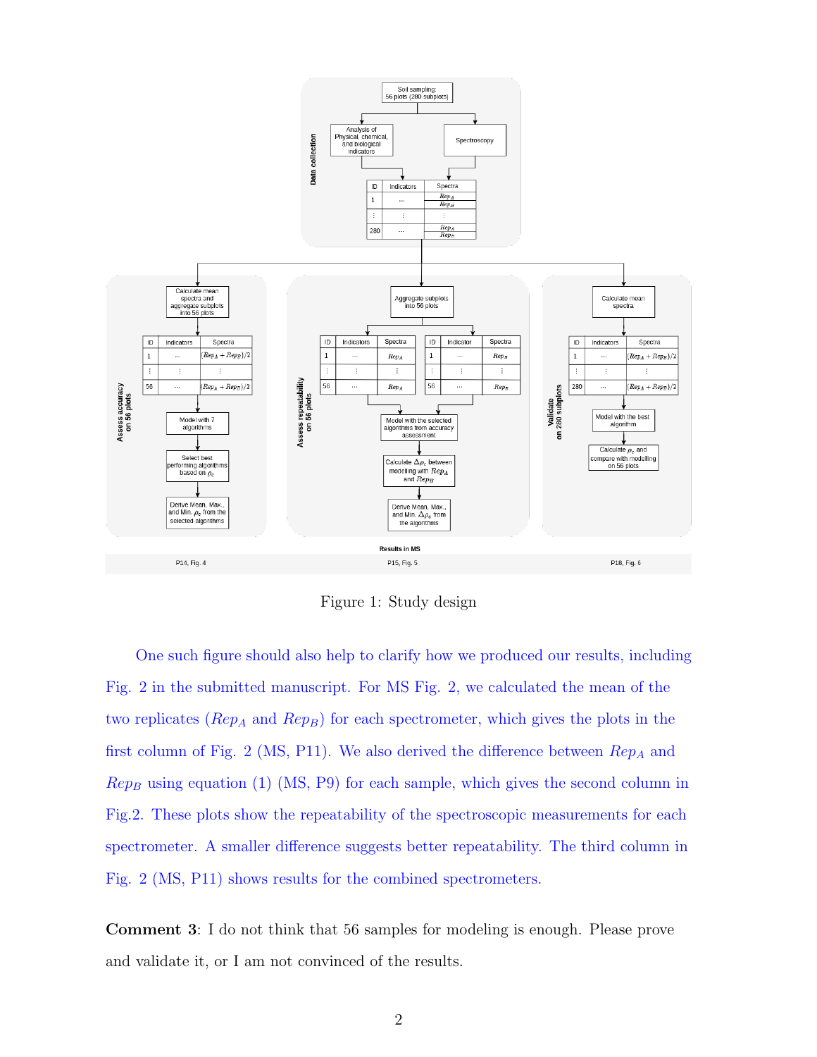Figure 1: Study design

One such figure should also help to clarify how we produced our results, including Fig. 2 in the submitted manuscript. For MS Fig. 2, we calculated the mean of the two replicates ($Rep_A$ and $Rep_B$) for each spectrometer, which gives the plots in the first column of Fig. 2 (MS, P11). We also derived the difference between $Rep_A$ and $Rep_B$ using equation (1) (MS, P9) for each sample, which gives the second column in Fig.2. These plots show the repeatability of the spectroscopic measurements for each spectrometer. A smaller difference suggests better repeatability. The third column in Fig. 2 (MS, P11) shows results for the combined spectrometers.

**Comment 3**: I do not think that 56 samples for modeling is enough. Please prove and validate it, or I am not convinced of the results.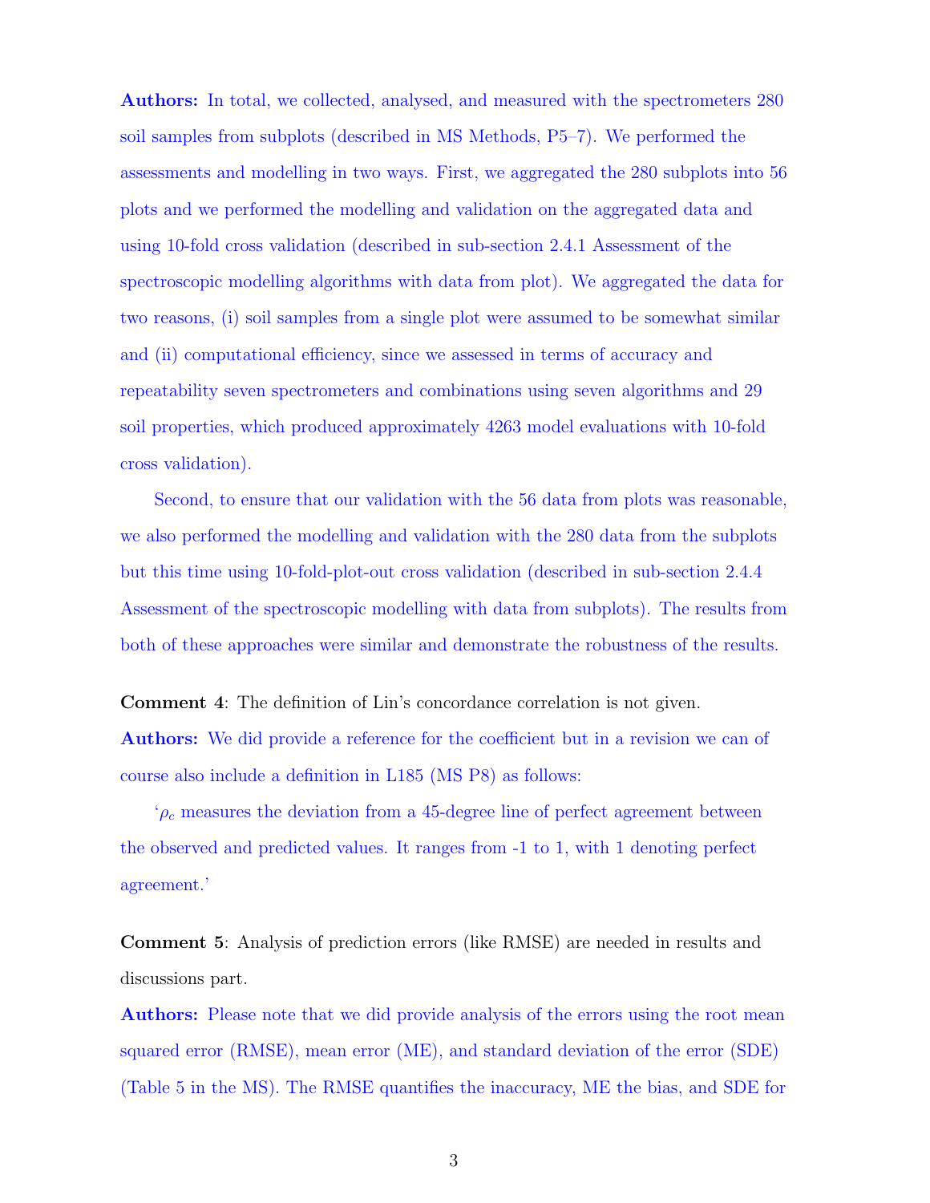**Authors:** In total, we collected, analysed, and measured with the spectrometers 280 soil samples from subplots (described in MS Methods, P5–7). We performed the assessments and modelling in two ways. First, we aggregated the 280 subplots into 56 plots and we performed the modelling and validation on the aggregated data and using 10-fold cross validation (described in sub-section 2.4.1 Assessment of the spectroscopic modelling algorithms with data from plot). We aggregated the data for two reasons, (i) soil samples from a single plot were assumed to be somewhat similar and (ii) computational efficiency, since we assessed in terms of accuracy and repeatability seven spectrometers and combinations using seven algorithms and 29 soil properties, which produced approximately 4263 model evaluations with 10-fold cross validation).

Second, to ensure that our validation with the 56 data from plots was reasonable, we also performed the modelling and validation with the 280 data from the subplots but this time using 10-fold-plot-out cross validation (described in sub-section 2.4.4 Assessment of the spectroscopic modelling with data from subplots). The results from both of these approaches were similar and demonstrate the robustness of the results.

**Comment 4**: The definition of Lin's concordance correlation is not given.

**Authors:** We did provide a reference for the coefficient but in a revision we can of course also include a definition in L185 (MS P8) as follows:

'$\rho_c$ measures the deviation from a 45-degree line of perfect agreement between the observed and predicted values. It ranges from -1 to 1, with 1 denoting perfect agreement.'

**Comment 5**: Analysis of prediction errors (like RMSE) are needed in results and discussions part.

**Authors:** Please note that we did provide analysis of the errors using the root mean squared error (RMSE), mean error (ME), and standard deviation of the error (SDE) (Table 5 in the MS). The RMSE quantifies the inaccuracy, ME the bias, and SDE for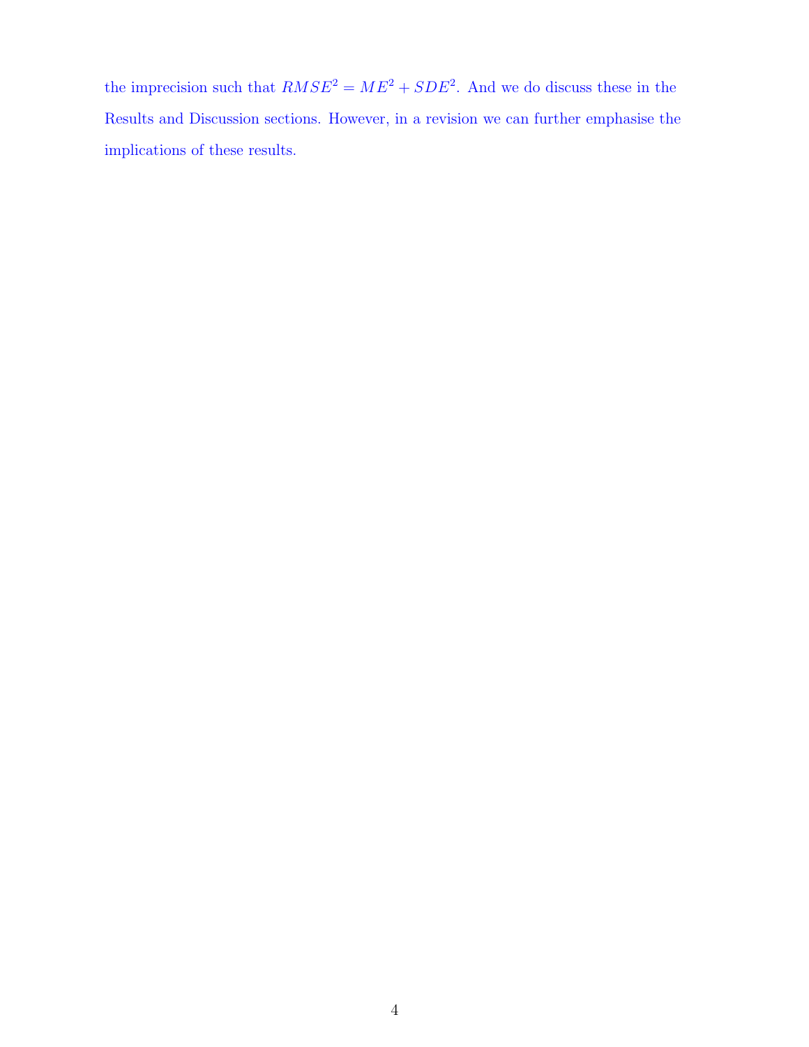the imprecision such that $RMSE^2 = ME^2 + SDE^2$. And we do discuss these in the Results and Discussion sections. However, in a revision we can further emphasise the implications of these results.